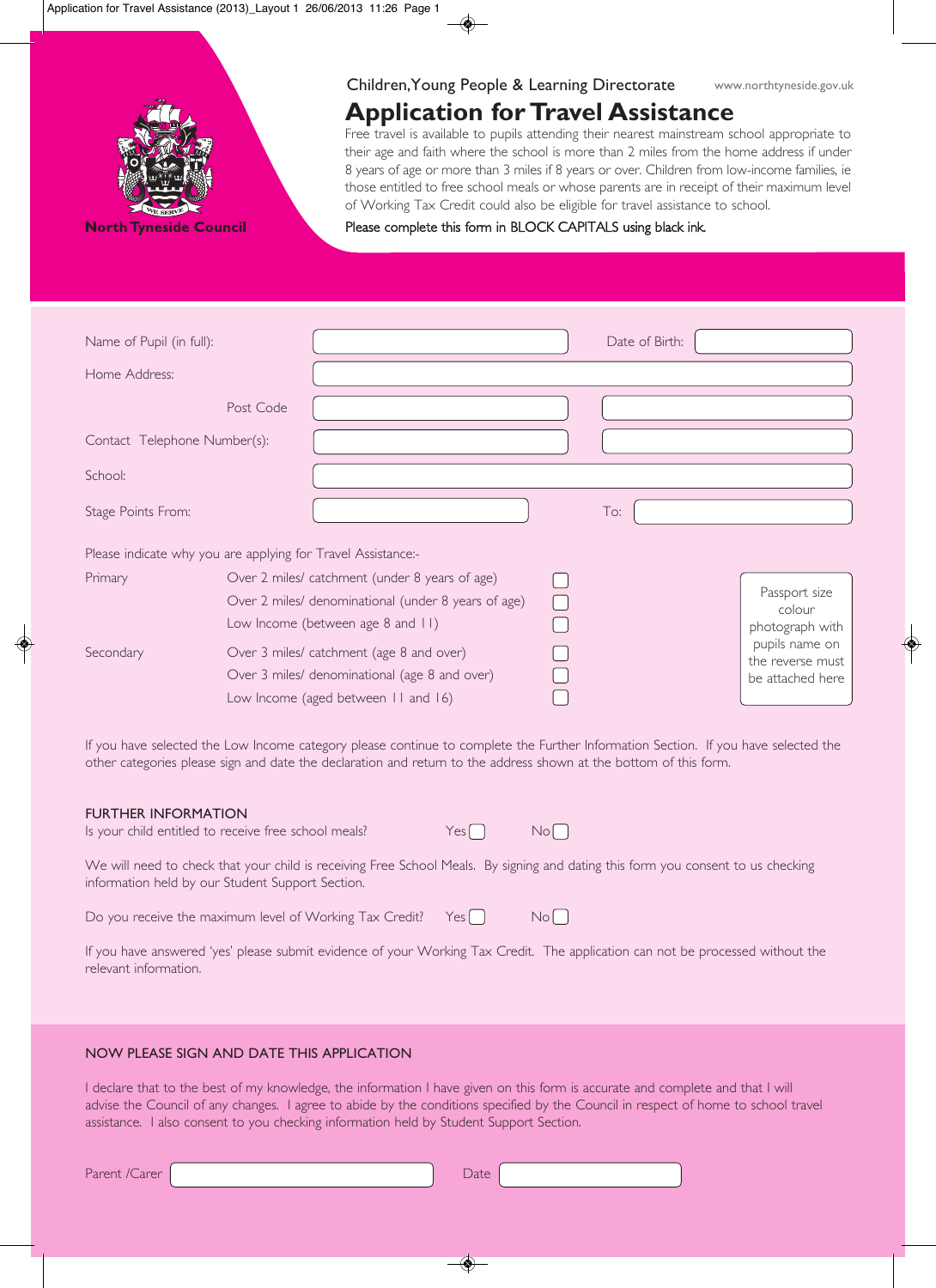North Tyneside Council

Children, Young People & Learning Directorate

www.northtyneside.gov.uk

# Application for Travel Assistance

Free travel is available to pupils attending their nearest mainstream school appropriate to their age and faith where the school is more than 2 miles from the home address if under 8 years of age or more than 3 miles if 8 years or over. Children from low-income families, ie those entitled to free school meals or whose parents are in receipt of their maximum level of Working Tax Credit could also be eligible for travel assistance to school.

Please complete this form in BLOCK CAPITALS using black ink.

Name of Pupil (in full): ______________________ Date of Birth: ______________________

Home Address: ______________________

Post Code ______________________ ______________________

Contact Telephone Number(s): ______________________ ______________________

School: ______________________

Stage Points From: ______________________ To: ______________________

Please indicate why you are applying for Travel Assistance:-

| | | |
|---|---|---|
| Primary | Over 2 miles/ catchment (under 8 years of age) | ☐ |
| | Over 2 miles/ denominational (under 8 years of age) | ☐ |
| | Low Income (between age 8 and 11) | ☐ |
| Secondary | Over 3 miles/ catchment (age 8 and over) | ☐ |
| | Over 3 miles/ denominational (age 8 and over) | ☐ |
| | Low Income (aged between 11 and 16) | ☐ |

Passport size colour photograph with pupils name on the reverse must be attached here

If you have selected the Low Income category please continue to complete the Further Information Section. If you have selected the other categories please sign and date the declaration and return to the address shown at the bottom of this form.

## FURTHER INFORMATION

Is your child entitled to receive free school meals? Yes ☐ No ☐

We will need to check that your child is receiving Free School Meals. By signing and dating this form you consent to us checking information held by our Student Support Section.

Do you receive the maximum level of Working Tax Credit? Yes ☐ No ☐

If you have answered 'yes' please submit evidence of your Working Tax Credit. The application can not be processed without the relevant information.

## NOW PLEASE SIGN AND DATE THIS APPLICATION

I declare that to the best of my knowledge, the information I have given on this form is accurate and complete and that I will advise the Council of any changes. I agree to abide by the conditions specified by the Council in respect of home to school travel assistance. I also consent to you checking information held by Student Support Section.

Parent /Carer ______________________ Date ______________________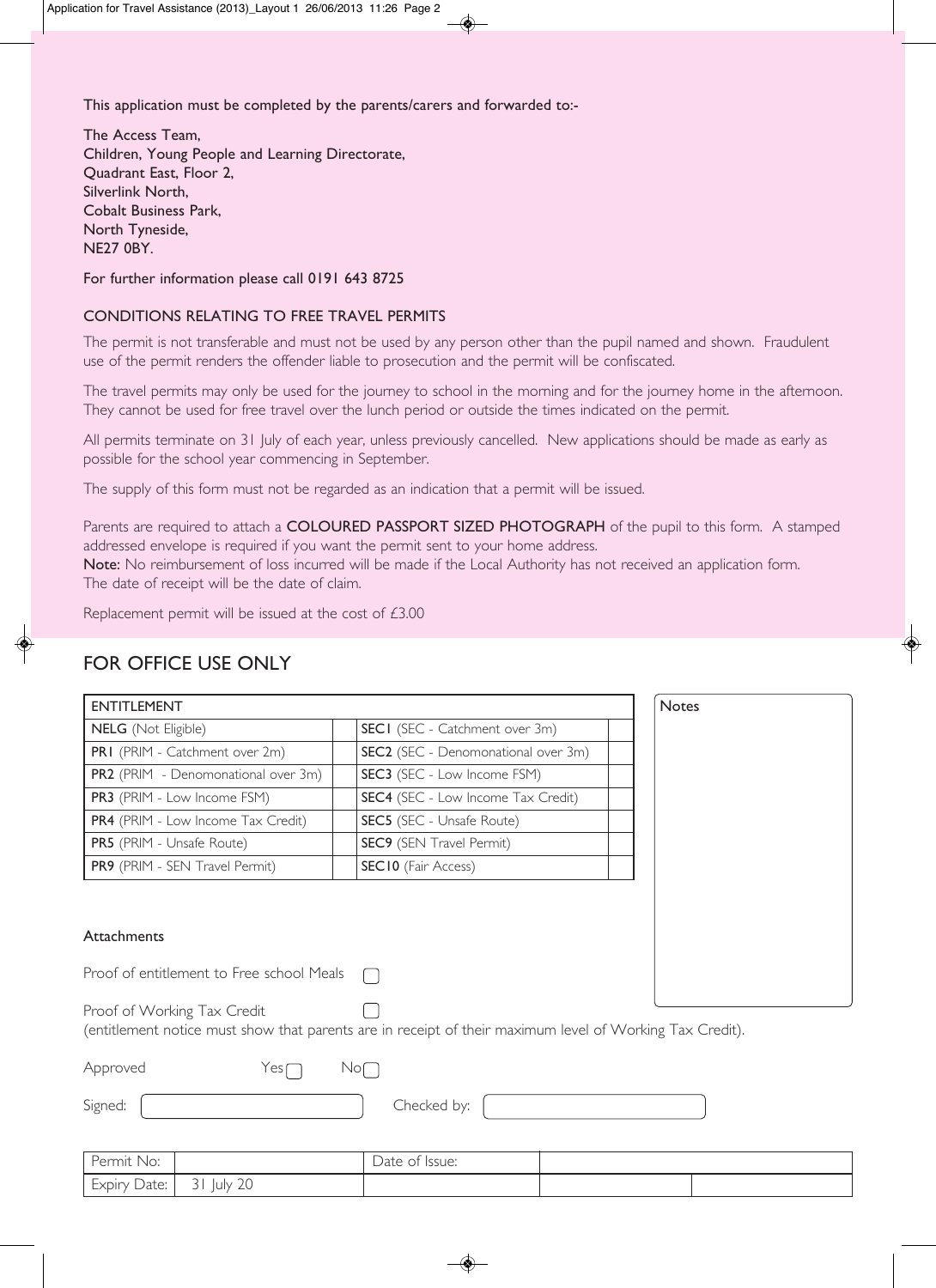This application must be completed by the parents/carers and forwarded to:-

The Access Team,
Children, Young People and Learning Directorate,
Quadrant East, Floor 2,
Silverlink North,
Cobalt Business Park,
North Tyneside,
NE27 0BY.

For further information please call 0191 643 8725

## CONDITIONS RELATING TO FREE TRAVEL PERMITS

The permit is not transferable and must not be used by any person other than the pupil named and shown. Fraudulent use of the permit renders the offender liable to prosecution and the permit will be confiscated.

The travel permits may only be used for the journey to school in the morning and for the journey home in the afternoon. They cannot be used for free travel over the lunch period or outside the times indicated on the permit.

All permits terminate on 31 July of each year, unless previously cancelled. New applications should be made as early as possible for the school year commencing in September.

The supply of this form must not be regarded as an indication that a permit will be issued.

Parents are required to attach a **COLOURED PASSPORT SIZED PHOTOGRAPH** of the pupil to this form. A stamped addressed envelope is required if you want the permit sent to your home address.
**Note:** No reimbursement of loss incurred will be made if the Local Authority has not received an application form.
The date of receipt will be the date of claim.

Replacement permit will be issued at the cost of £3.00

# FOR OFFICE USE ONLY

| ENTITLEMENT | | | |
|---|---|---|---|
| **NELG** (Not Eligible) | | **SEC1** (SEC - Catchment over 3m) | |
| **PR1** (PRIM - Catchment over 2m) | | **SEC2** (SEC - Denomonational over 3m) | |
| **PR2** (PRIM - Denomonational over 3m) | | **SEC3** (SEC - Low Income FSM) | |
| **PR3** (PRIM - Low Income FSM) | | **SEC4** (SEC - Low Income Tax Credit) | |
| **PR4** (PRIM - Low Income Tax Credit) | | **SEC5** (SEC - Unsafe Route) | |
| **PR5** (PRIM - Unsafe Route) | | **SEC9** (SEN Travel Permit) | |
| **PR9** (PRIM - SEN Travel Permit) | | **SEC10** (Fair Access) | |

Notes

Attachments

Proof of entitlement to Free school Meals ☐

Proof of Working Tax Credit ☐
(entitlement notice must show that parents are in receipt of their maximum level of Working Tax Credit).

Approved Yes ☐ No ☐

Signed: Checked by:

| | | | | |
|---|---|---|---|---|
| Permit No: | | Date of Issue: | | |
| Expiry Date: | 31 July 20 | | | |